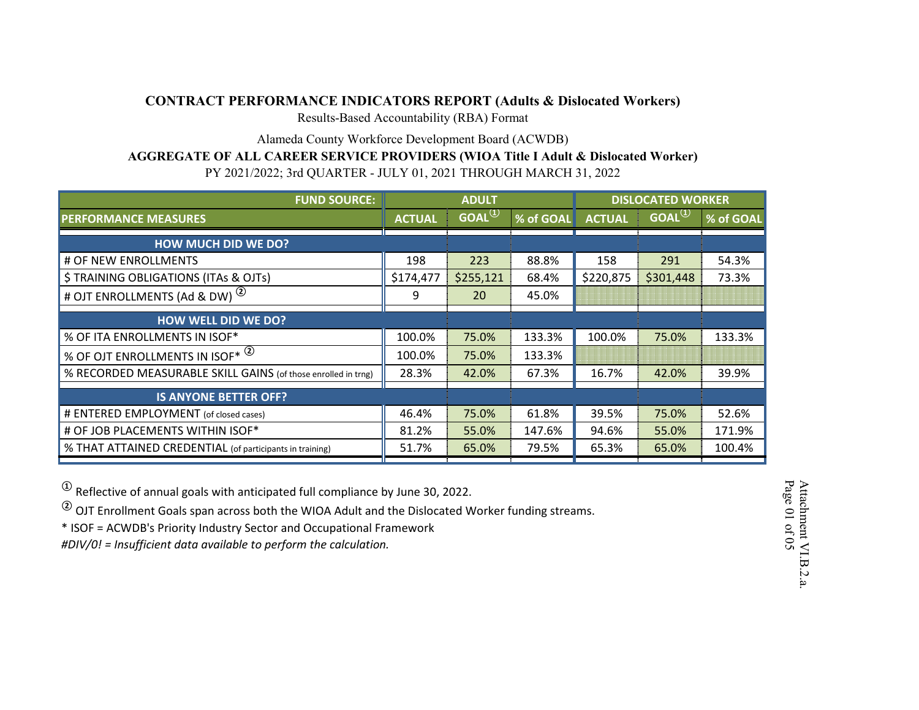**CONTRACT PERFORMANCE INDICATORS REPORT (Adults & Dislocated Workers)**

Results-Based Accountability (RBA) Format

Alameda County Workforce Development Board (ACWDB)

**AGGREGATE OF ALL CAREER SERVICE PROVIDERS (WIOA Title I Adult & Dislocated Worker)**

PY 2021/2022; 3rd QUARTER - JULY 01, 2021 THROUGH MARCH 31, 2022

| FUND SOURCE: | ADULT | | | DISLOCATED WORKER | | |
|---|---|---|---|---|---|---|
| PERFORMANCE MEASURES | ACTUAL | GOAL ① | % of GOAL | ACTUAL | GOAL ① | % of GOAL |
| **HOW MUCH DID WE DO?** | | | | | | |
| # OF NEW ENROLLMENTS | 198 | 223 | 88.8% | 158 | 291 | 54.3% |
| $ TRAINING OBLIGATIONS (ITAs & OJTs) | $174,477 | $255,121 | 68.4% | $220,875 | $301,448 | 73.3% |
| # OJT ENROLLMENTS (Ad & DW) ② | 9 | 20 | 45.0% | | | |
| **HOW WELL DID WE DO?** | | | | | | |
| % OF ITA ENROLLMENTS IN ISOF* | 100.0% | 75.0% | 133.3% | 100.0% | 75.0% | 133.3% |
| % OF OJT ENROLLMENTS IN ISOF* ② | 100.0% | 75.0% | 133.3% | | | |
| % RECORDED MEASURABLE SKILL GAINS (of those enrolled in trng) | 28.3% | 42.0% | 67.3% | 16.7% | 42.0% | 39.9% |
| **IS ANYONE BETTER OFF?** | | | | | | |
| # ENTERED EMPLOYMENT (of closed cases) | 46.4% | 75.0% | 61.8% | 39.5% | 75.0% | 52.6% |
| # OF JOB PLACEMENTS WITHIN ISOF* | 81.2% | 55.0% | 147.6% | 94.6% | 55.0% | 171.9% |
| % THAT ATTAINED CREDENTIAL (of participants in training) | 51.7% | 65.0% | 79.5% | 65.3% | 65.0% | 100.4% |

① Reflective of annual goals with anticipated full compliance by June 30, 2022.

② OJT Enrollment Goals span across both the WIOA Adult and the Dislocated Worker funding streams.

* ISOF = ACWDB's Priority Industry Sector and Occupational Framework

*#DIV/0! = Insufficient data available to perform the calculation.*

Attachment VI.B.2.a.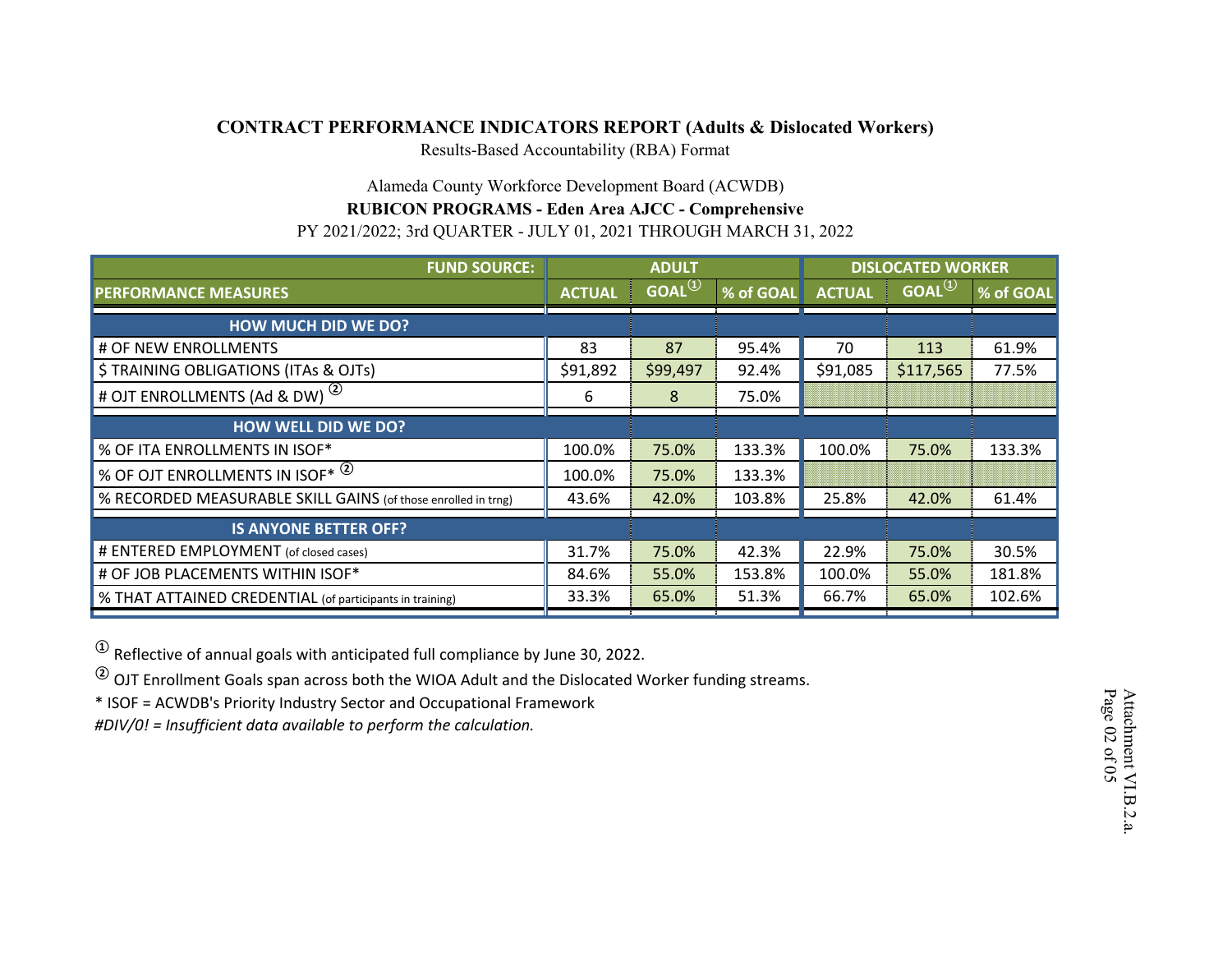# CONTRACT PERFORMANCE INDICATORS REPORT (Adults & Dislocated Workers)

Results-Based Accountability (RBA) Format

Alameda County Workforce Development Board (ACWDB)

**RUBICON PROGRAMS - Eden Area AJCC - Comprehensive**

PY 2021/2022; 3rd QUARTER - JULY 01, 2021 THROUGH MARCH 31, 2022

| FUND SOURCE: | ADULT | | | DISLOCATED WORKER | | |
|---|---|---|---|---|---|---|
| **PERFORMANCE MEASURES** | **ACTUAL** | **GOAL ①** | **% of GOAL** | **ACTUAL** | **GOAL ①** | **% of GOAL** |
| **HOW MUCH DID WE DO?** | | | | | | |
| # OF NEW ENROLLMENTS | 83 | 87 | 95.4% | 70 | 113 | 61.9% |
| $ TRAINING OBLIGATIONS (ITAs & OJTs) | $91,892 | $99,497 | 92.4% | $91,085 | $117,565 | 77.5% |
| # OJT ENROLLMENTS (Ad & DW) ② | 6 | 8 | 75.0% | | | |
| **HOW WELL DID WE DO?** | | | | | | |
| % OF ITA ENROLLMENTS IN ISOF* | 100.0% | 75.0% | 133.3% | 100.0% | 75.0% | 133.3% |
| % OF OJT ENROLLMENTS IN ISOF* ② | 100.0% | 75.0% | 133.3% | | | |
| % RECORDED MEASURABLE SKILL GAINS (of those enrolled in trng) | 43.6% | 42.0% | 103.8% | 25.8% | 42.0% | 61.4% |
| **IS ANYONE BETTER OFF?** | | | | | | |
| # ENTERED EMPLOYMENT (of closed cases) | 31.7% | 75.0% | 42.3% | 22.9% | 75.0% | 30.5% |
| # OF JOB PLACEMENTS WITHIN ISOF* | 84.6% | 55.0% | 153.8% | 100.0% | 55.0% | 181.8% |
| % THAT ATTAINED CREDENTIAL (of participants in training) | 33.3% | 65.0% | 51.3% | 66.7% | 65.0% | 102.6% |

① Reflective of annual goals with anticipated full compliance by June 30, 2022.

② OJT Enrollment Goals span across both the WIOA Adult and the Dislocated Worker funding streams.

* ISOF = ACWDB's Priority Industry Sector and Occupational Framework

*#DIV/0! = Insufficient data available to perform the calculation.*

Attachment VI.B.2.a.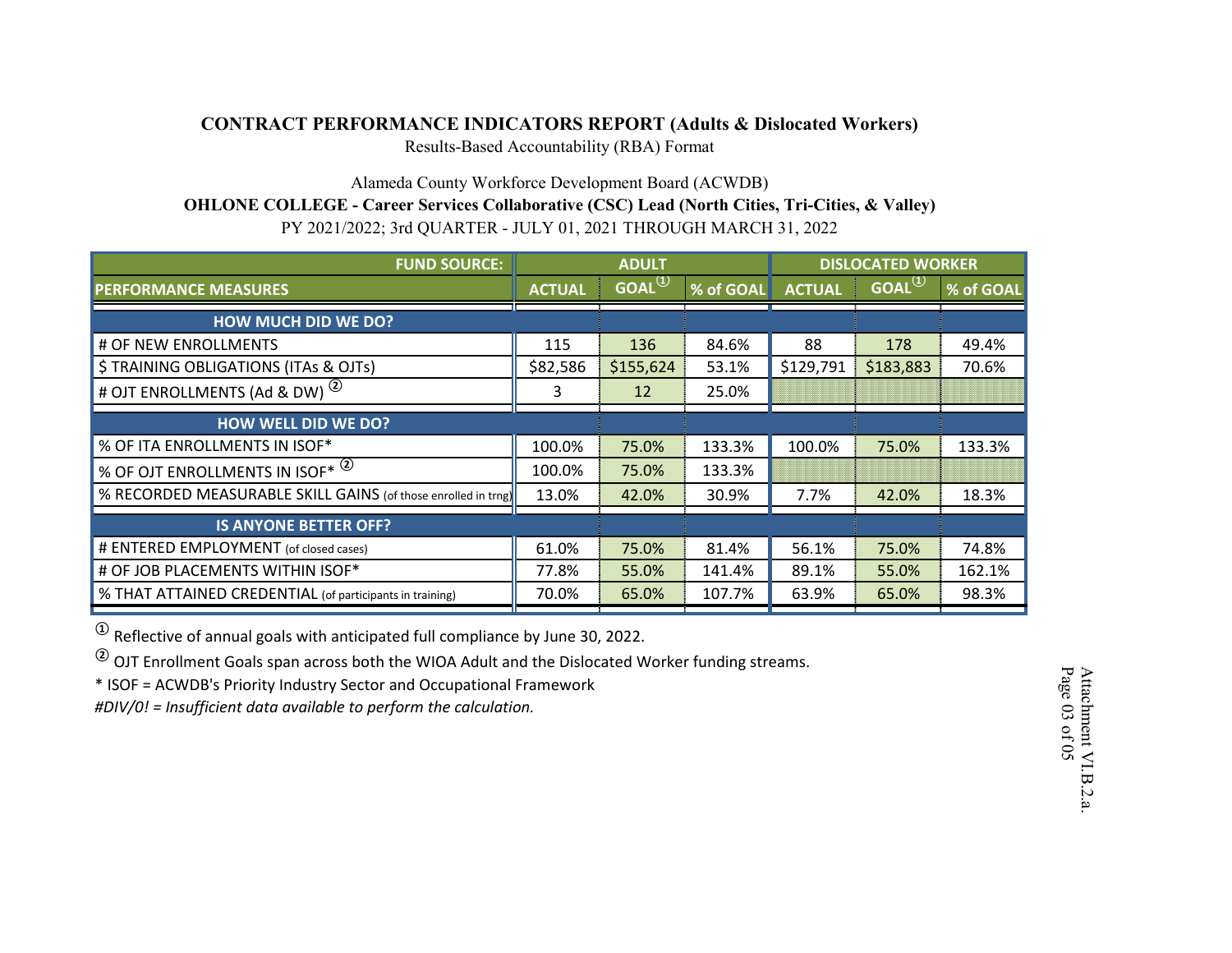**CONTRACT PERFORMANCE INDICATORS REPORT (Adults & Dislocated Workers)**

Results-Based Accountability (RBA) Format

Alameda County Workforce Development Board (ACWDB)

**OHLONE COLLEGE - Career Services Collaborative (CSC) Lead (North Cities, Tri-Cities, & Valley)**

PY 2021/2022; 3rd QUARTER - JULY 01, 2021 THROUGH MARCH 31, 2022

| FUND SOURCE: | ADULT | | | DISLOCATED WORKER | | |
|---|---|---|---|---|---|---|
| PERFORMANCE MEASURES | ACTUAL | GOAL ① | % of GOAL | ACTUAL | GOAL ① | % of GOAL |
| **HOW MUCH DID WE DO?** | | | | | | |
| # OF NEW ENROLLMENTS | 115 | 136 | 84.6% | 88 | 178 | 49.4% |
| $ TRAINING OBLIGATIONS (ITAs & OJTs) | $82,586 | $155,624 | 53.1% | $129,791 | $183,883 | 70.6% |
| # OJT ENROLLMENTS (Ad & DW) ② | 3 | 12 | 25.0% | | | |
| **HOW WELL DID WE DO?** | | | | | | |
| % OF ITA ENROLLMENTS IN ISOF* | 100.0% | 75.0% | 133.3% | 100.0% | 75.0% | 133.3% |
| % OF OJT ENROLLMENTS IN ISOF* ② | 100.0% | 75.0% | 133.3% | | | |
| % RECORDED MEASURABLE SKILL GAINS (of those enrolled in trng) | 13.0% | 42.0% | 30.9% | 7.7% | 42.0% | 18.3% |
| **IS ANYONE BETTER OFF?** | | | | | | |
| # ENTERED EMPLOYMENT (of closed cases) | 61.0% | 75.0% | 81.4% | 56.1% | 75.0% | 74.8% |
| # OF JOB PLACEMENTS WITHIN ISOF* | 77.8% | 55.0% | 141.4% | 89.1% | 55.0% | 162.1% |
| % THAT ATTAINED CREDENTIAL (of participants in training) | 70.0% | 65.0% | 107.7% | 63.9% | 65.0% | 98.3% |

① Reflective of annual goals with anticipated full compliance by June 30, 2022.

② OJT Enrollment Goals span across both the WIOA Adult and the Dislocated Worker funding streams.

* ISOF = ACWDB's Priority Industry Sector and Occupational Framework

*#DIV/0! = Insufficient data available to perform the calculation.*

Attachment VI.B.2.a.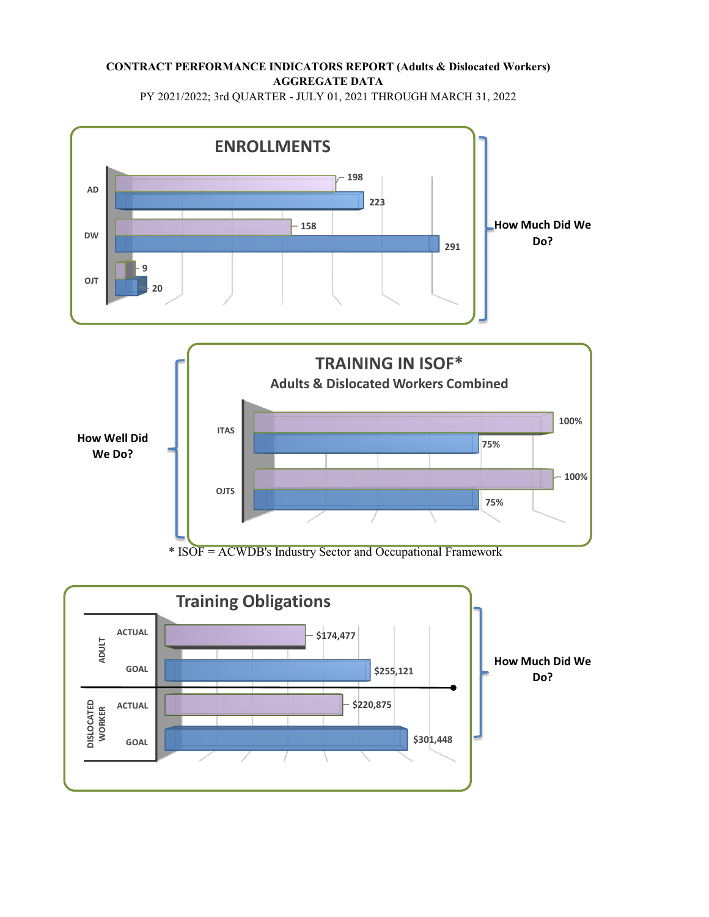**CONTRACT PERFORMANCE INDICATORS REPORT (Adults & Dislocated Workers)**
**AGGREGATE DATA**
PY 2021/2022; 3rd QUARTER - JULY 01, 2021 THROUGH MARCH 31, 2022

**ENROLLMENTS**

AD
198
223

DW
158
291

OJT
9
20

How Much Did We Do?

**TRAINING IN ISOF***
**Adults & Dislocated Workers Combined**

ITAS
100%
75%

OJTS
100%
75%

How Well Did We Do?

\* ISOF = ACWDB's Industry Sector and Occupational Framework

**Training Obligations**

ADULT
ACTUAL $174,477
GOAL $255,121

DISLOCATED WORKER
ACTUAL $220,875
GOAL $301,448

How Much Did We Do?